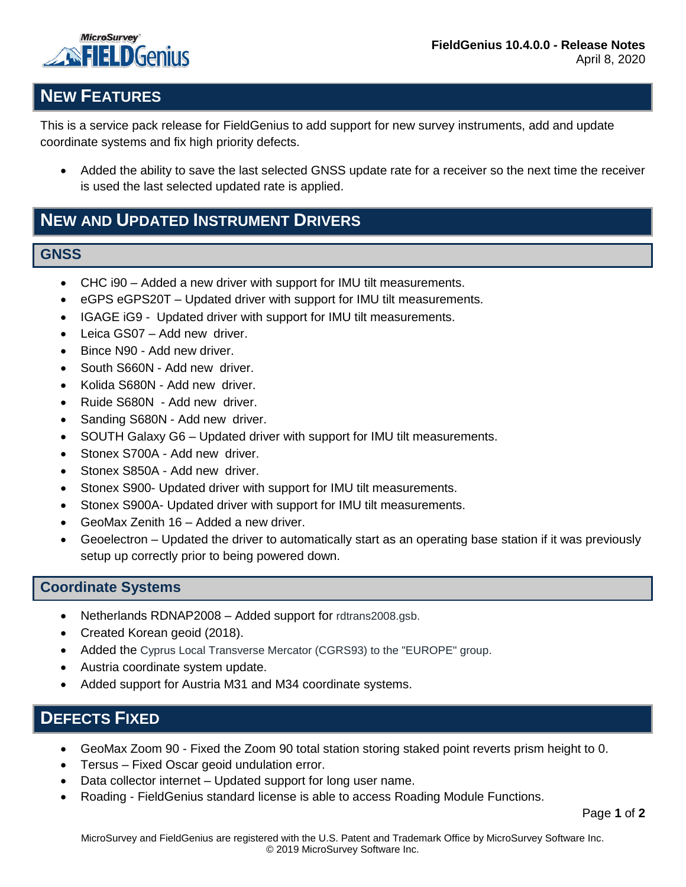FieldGenius 10.4.0.0 - Release Notes
April 8, 2020

# NEW FEATURES

This is a service pack release for FieldGenius to add support for new survey instruments, add and update coordinate systems and fix high priority defects.

- Added the ability to save the last selected GNSS update rate for a receiver so the next time the receiver is used the last selected updated rate is applied.

# NEW AND UPDATED INSTRUMENT DRIVERS

## GNSS

- CHC i90 – Added a new driver with support for IMU tilt measurements.
- eGPS eGPS20T – Updated driver with support for IMU tilt measurements.
- IGAGE iG9 - Updated driver with support for IMU tilt measurements.
- Leica GS07 – Add new driver.
- Bince N90 - Add new driver.
- South S660N - Add new driver.
- Kolida S680N - Add new driver.
- Ruide S680N - Add new driver.
- Sanding S680N - Add new driver.
- SOUTH Galaxy G6 – Updated driver with support for IMU tilt measurements.
- Stonex S700A - Add new driver.
- Stonex S850A - Add new driver.
- Stonex S900- Updated driver with support for IMU tilt measurements.
- Stonex S900A- Updated driver with support for IMU tilt measurements.
- GeoMax Zenith 16 – Added a new driver.
- Geoelectron – Updated the driver to automatically start as an operating base station if it was previously setup up correctly prior to being powered down.

## Coordinate Systems

- Netherlands RDNAP2008 – Added support for rdtrans2008.gsb.
- Created Korean geoid (2018).
- Added the Cyprus Local Transverse Mercator (CGRS93) to the "EUROPE" group.
- Austria coordinate system update.
- Added support for Austria M31 and M34 coordinate systems.

# DEFECTS FIXED

- GeoMax Zoom 90 - Fixed the Zoom 90 total station storing staked point reverts prism height to 0.
- Tersus – Fixed Oscar geoid undulation error.
- Data collector internet – Updated support for long user name.
- Roading - FieldGenius standard license is able to access Roading Module Functions.

MicroSurvey and FieldGenius are registered with the U.S. Patent and Trademark Office by MicroSurvey Software Inc.
© 2019 MicroSurvey Software Inc.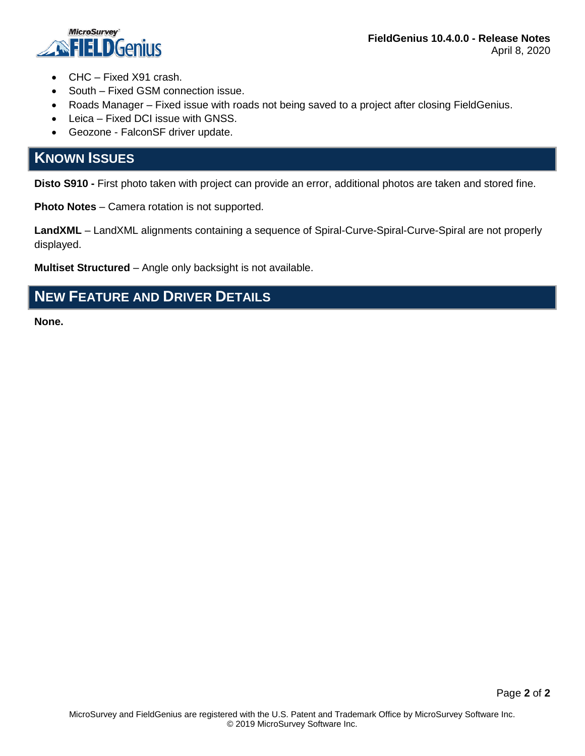- CHC – Fixed X91 crash.
- South – Fixed GSM connection issue.
- Roads Manager – Fixed issue with roads not being saved to a project after closing FieldGenius.
- Leica – Fixed DCI issue with GNSS.
- Geozone - FalconSF driver update.

## KNOWN ISSUES

**Disto S910 -** First photo taken with project can provide an error, additional photos are taken and stored fine.

**Photo Notes** – Camera rotation is not supported.

**LandXML** – LandXML alignments containing a sequence of Spiral-Curve-Spiral-Curve-Spiral are not properly displayed.

**Multiset Structured** – Angle only backsight is not available.

## NEW FEATURE AND DRIVER DETAILS

**None.**